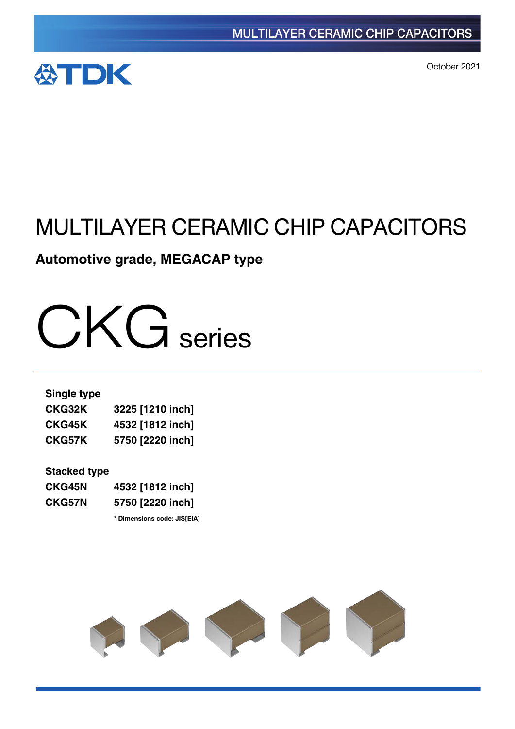October 2021

# MULTILAYER CERAMIC CHIP CAPACITORS

**Automotive grade, MEGACAP type**

# CKG series

**Single type**

| | |
|---|---|
| **CKG32K** | **3225 [1210 inch]** |
| **CKG45K** | **4532 [1812 inch]** |
| **CKG57K** | **5750 [2220 inch]** |

**Stacked type**

| | |
|---|---|
| **CKG45N** | **4532 [1812 inch]** |
| **CKG57N** | **5750 [2220 inch]** |

**\* Dimensions code: JIS[EIA]**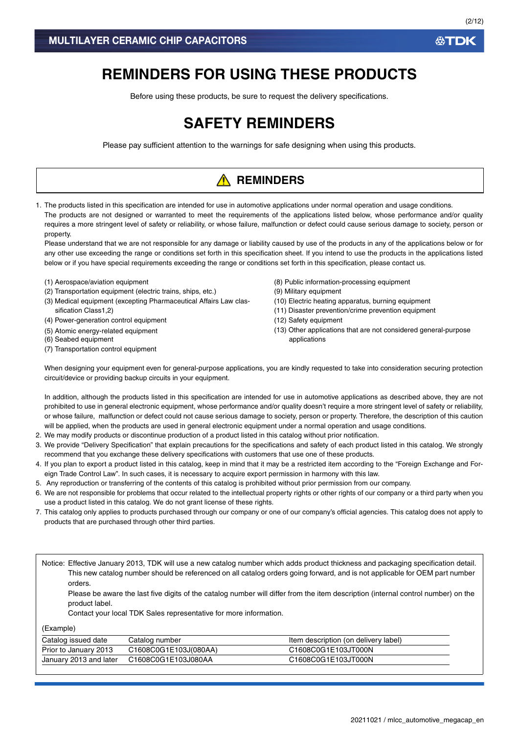# REMINDERS FOR USING THESE PRODUCTS

Before using these products, be sure to request the delivery specifications.

# SAFETY REMINDERS

Please pay sufficient attention to the warnings for safe designing when using this products.

## ⚠ REMINDERS

1. The products listed in this specification are intended for use in automotive applications under normal operation and usage conditions.
   The products are not designed or warranted to meet the requirements of the applications listed below, whose performance and/or quality requires a more stringent level of safety or reliability, or whose failure, malfunction or defect could cause serious damage to society, person or property.
   Please understand that we are not responsible for any damage or liability caused by use of the products in any of the applications below or for any other use exceeding the range or conditions set forth in this specification sheet. If you intend to use the products in the applications listed below or if you have special requirements exceeding the range or conditions set forth in this specification, please contact us.

   (1) Aerospace/aviation equipment
   (2) Transportation equipment (electric trains, ships, etc.)
   (3) Medical equipment (excepting Pharmaceutical Affairs Law classification Class1,2)
   (4) Power-generation control equipment
   (5) Atomic energy-related equipment
   (6) Seabed equipment
   (7) Transportation control equipment
   (8) Public information-processing equipment
   (9) Military equipment
   (10) Electric heating apparatus, burning equipment
   (11) Disaster prevention/crime prevention equipment
   (12) Safety equipment
   (13) Other applications that are not considered general-purpose applications

   When designing your equipment even for general-purpose applications, you are kindly requested to take into consideration securing protection circuit/device or providing backup circuits in your equipment.

   In addition, although the products listed in this specification are intended for use in automotive applications as described above, they are not prohibited to use in general electronic equipment, whose performance and/or quality doesn't require a more stringent level of safety or reliability, or whose failure, malfunction or defect could not cause serious damage to society, person or property. Therefore, the description of this caution will be applied, when the products are used in general electronic equipment under a normal operation and usage conditions.
2. We may modify products or discontinue production of a product listed in this catalog without prior notification.
3. We provide "Delivery Specification" that explain precautions for the specifications and safety of each product listed in this catalog. We strongly recommend that you exchange these delivery specifications with customers that use one of these products.
4. If you plan to export a product listed in this catalog, keep in mind that it may be a restricted item according to the "Foreign Exchange and Foreign Trade Control Law". In such cases, it is necessary to acquire export permission in harmony with this law.
5. Any reproduction or transferring of the contents of this catalog is prohibited without prior permission from our company.
6. We are not responsible for problems that occur related to the intellectual property rights or other rights of our company or a third party when you use a product listed in this catalog. We do not grant license of these rights.
7. This catalog only applies to products purchased through our company or one of our company's official agencies. This catalog does not apply to products that are purchased through other third parties.

Notice: Effective January 2013, TDK will use a new catalog number which adds product thickness and packaging specification detail. This new catalog number should be referenced on all catalog orders going forward, and is not applicable for OEM part number orders.
Please be aware the last five digits of the catalog number will differ from the item description (internal control number) on the product label.
Contact your local TDK Sales representative for more information.

(Example)

| Catalog issued date | Catalog number | Item description (on delivery label) |
|---|---|---|
| Prior to January 2013 | C1608C0G1E103J(080AA) | C1608C0G1E103JT000N |
| January 2013 and later | C1608C0G1E103J080AA | C1608C0G1E103JT000N |

20211021 / mlcc_automotive_megacap_en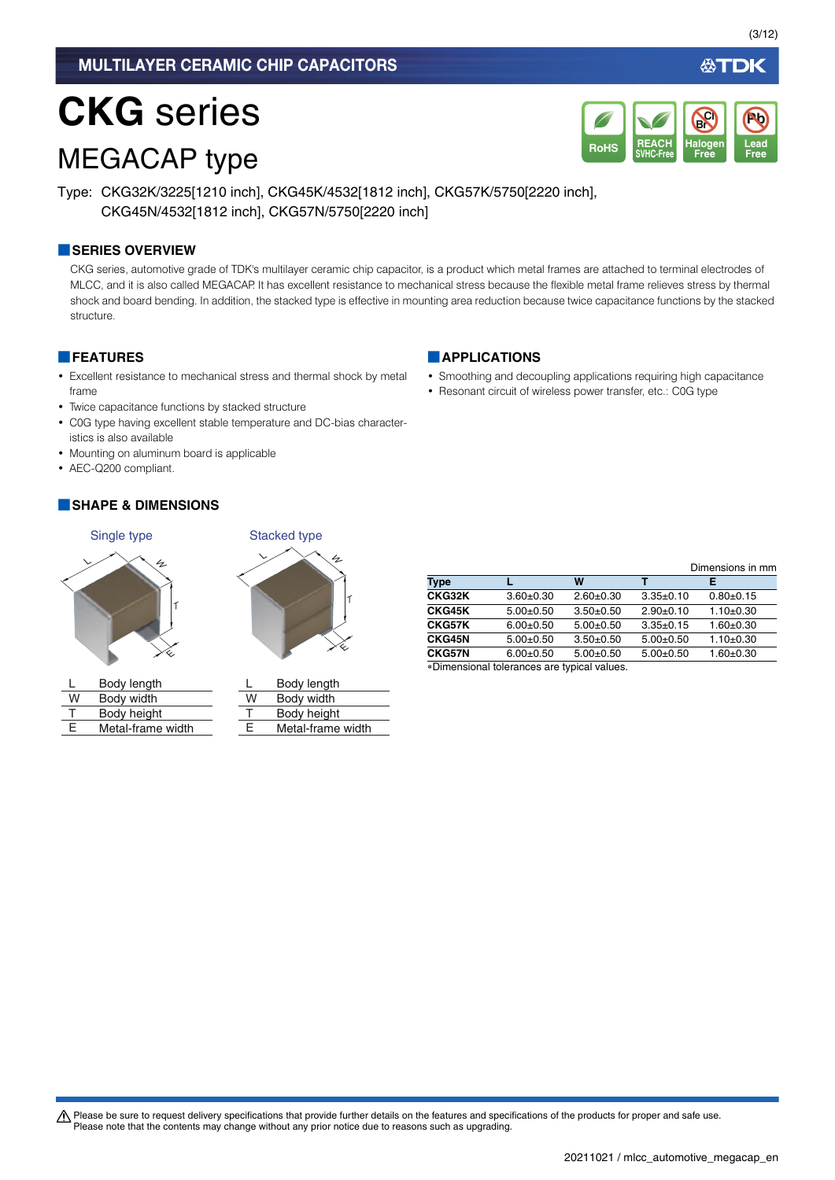# CKG series

## MEGACAP type

Type: CKG32K/3225[1210 inch], CKG45K/4532[1812 inch], CKG57K/5750[2220 inch], CKG45N/4532[1812 inch], CKG57N/5750[2220 inch]

### SERIES OVERVIEW

CKG series, automotive grade of TDK's multilayer ceramic chip capacitor, is a product which metal frames are attached to terminal electrodes of MLCC, and it is also called MEGACAP. It has excellent resistance to mechanical stress because the flexible metal frame relieves stress by thermal shock and board bending. In addition, the stacked type is effective in mounting area reduction because twice capacitance functions by the stacked structure.

### FEATURES

- Excellent resistance to mechanical stress and thermal shock by metal frame
- Twice capacitance functions by stacked structure
- C0G type having excellent stable temperature and DC-bias characteristics is also available
- Mounting on aluminum board is applicable
- AEC-Q200 compliant.

### APPLICATIONS

- Smoothing and decoupling applications requiring high capacitance
- Resonant circuit of wireless power transfer, etc.: C0G type

### SHAPE & DIMENSIONS

Single type

| | |
|---|---|
| L | Body length |
| W | Body width |
| T | Body height |
| E | Metal-frame width |

Stacked type

| | |
|---|---|
| L | Body length |
| W | Body width |
| T | Body height |
| E | Metal-frame width |

Dimensions in mm

| Type | L | W | T | E |
|---|---|---|---|---|
| CKG32K | 3.60±0.30 | 2.60±0.30 | 3.35±0.10 | 0.80±0.15 |
| CKG45K | 5.00±0.50 | 3.50±0.50 | 2.90±0.10 | 1.10±0.30 |
| CKG57K | 6.00±0.50 | 5.00±0.50 | 3.35±0.15 | 1.60±0.30 |
| CKG45N | 5.00±0.50 | 3.50±0.50 | 5.00±0.50 | 1.10±0.30 |
| CKG57N | 6.00±0.50 | 5.00±0.50 | 5.00±0.50 | 1.60±0.30 |

*Dimensional tolerances are typical values.

⚠ Please be sure to request delivery specifications that provide further details on the features and specifications of the products for proper and safe use. Please note that the contents may change without any prior notice due to reasons such as upgrading.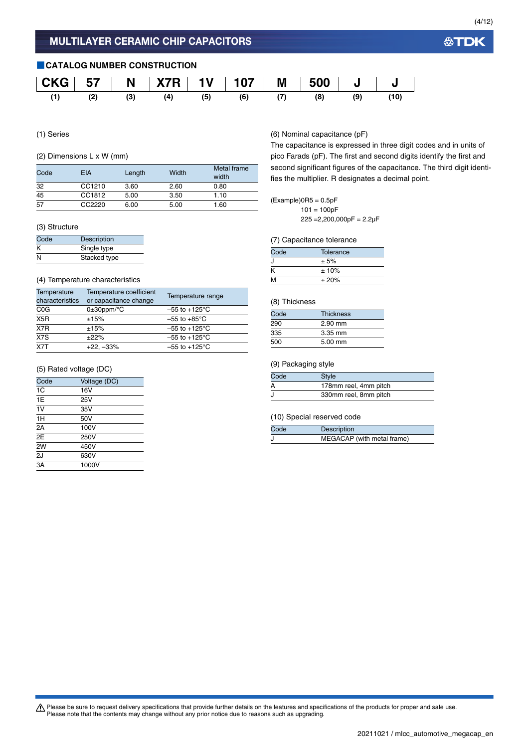## MULTILAYER CERAMIC CHIP CAPACITORS

### CATALOG NUMBER CONSTRUCTION

| CKG | 57 | N | X7R | 1V | 107 | M | 500 | J | J |
|---|---|---|---|---|---|---|---|---|---|
| (1) | (2) | (3) | (4) | (5) | (6) | (7) | (8) | (9) | (10) |

(1) Series

(2) Dimensions L x W (mm)

| Code | EIA | Length | Width | Metal frame width |
|---|---|---|---|---|
| 32 | CC1210 | 3.60 | 2.60 | 0.80 |
| 45 | CC1812 | 5.00 | 3.50 | 1.10 |
| 57 | CC2220 | 6.00 | 5.00 | 1.60 |

(3) Structure

| Code | Description |
|---|---|
| K | Single type |
| N | Stacked type |

(4) Temperature characteristics

| Temperature characteristics | Temperature coefficient or capacitance change | Temperature range |
|---|---|---|
| C0G | 0±30ppm/°C | –55 to +125°C |
| X5R | ±15% | –55 to +85°C |
| X7R | ±15% | –55 to +125°C |
| X7S | ±22% | –55 to +125°C |
| X7T | +22, –33% | –55 to +125°C |

(5) Rated voltage (DC)

| Code | Voltage (DC) |
|---|---|
| 1C | 16V |
| 1E | 25V |
| 1V | 35V |
| 1H | 50V |
| 2A | 100V |
| 2E | 250V |
| 2W | 450V |
| 2J | 630V |
| 3A | 1000V |

(6) Nominal capacitance (pF)

The capacitance is expressed in three digit codes and in units of pico Farads (pF). The first and second digits identify the first and second significant figures of the capacitance. The third digit identifies the multiplier. R designates a decimal point.

(Example)0R5 = 0.5pF
101 = 100pF
225 =2,200,000pF = 2.2μF

(7) Capacitance tolerance

| Code | Tolerance |
|---|---|
| J | ± 5% |
| K | ± 10% |
| M | ± 20% |

(8) Thickness

| Code | Thickness |
|---|---|
| 290 | 2.90 mm |
| 335 | 3.35 mm |
| 500 | 5.00 mm |

(9) Packaging style

| Code | Style |
|---|---|
| A | 178mm reel, 4mm pitch |
| J | 330mm reel, 8mm pitch |

(10) Special reserved code

| Code | Description |
|---|---|
| J | MEGACAP (with metal frame) |

⚠ Please be sure to request delivery specifications that provide further details on the features and specifications of the products for proper and safe use.
Please note that the contents may change without any prior notice due to reasons such as upgrading.

20211021 / mlcc_automotive_megacap_en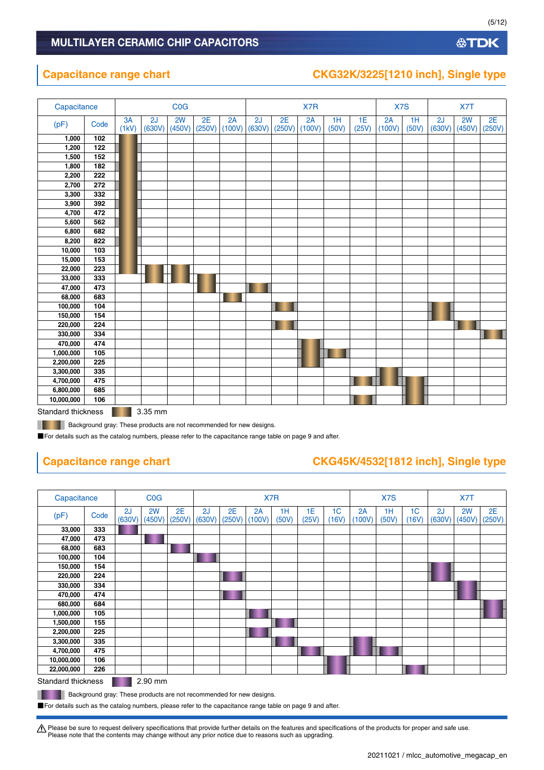## Capacitance range chart

## CKG32K/3225[1210 inch], Single type

| Capacitance | | C0G | | | | | X7R | | | | | X7S | | X7T | | |
|---|---|---|---|---|---|---|---|---|---|---|---|---|---|---|---|---|
| (pF) | Code | 3A (1kV) | 2J (630V) | 2W (450V) | 2E (250V) | 2A (100V) | 2J (630V) | 2E (250V) | 2A (100V) | 1H (50V) | 1E (25V) | 2A (100V) | 1H (50V) | 2J (630V) | 2W (450V) | 2E (250V) |
| 1,000 | 102 | ● | | | | | | | | | | | | | | |
| 1,200 | 122 | ● | | | | | | | | | | | | | | |
| 1,500 | 152 | ● | | | | | | | | | | | | | | |
| 1,800 | 182 | ● | | | | | | | | | | | | | | |
| 2,200 | 222 | ● | | | | | | | | | | | | | | |
| 2,700 | 272 | ● | | | | | | | | | | | | | | |
| 3,300 | 332 | ● | | | | | | | | | | | | | | |
| 3,900 | 392 | ● | | | | | | | | | | | | | | |
| 4,700 | 472 | ● | | | | | | | | | | | | | | |
| 5,600 | 562 | ● | | | | | | | | | | | | | | |
| 6,800 | 682 | ● | | | | | | | | | | | | | | |
| 8,200 | 822 | ● | | | | | | | | | | | | | | |
| 10,000 | 103 | ● | | | | | | | | | | | | | | |
| 15,000 | 153 | ● | | | | | | | | | | | | | | |
| 22,000 | 223 | ● | ● | ● | | | | | | | | | | | | |
| 33,000 | 333 | | ● | ● | ● | | | | | | | | | | | |
| 47,000 | 473 | | | | ● | | ● | | | | | | | | | |
| 68,000 | 683 | | | | | ● | | | | | | | | | | |
| 100,000 | 104 | | | | | | | ● | | | | | | ● | | |
| 150,000 | 154 | | | | | | | | | | | | | ● | | |
| 220,000 | 224 | | | | | | | ● | | | | | | | ● | |
| 330,000 | 334 | | | | | | | | | | | | | | | ● |
| 470,000 | 474 | | | | | | | | ● | | | | | | | |
| 1,000,000 | 105 | | | | | | | | ● | ● | | | | | | |
| 2,200,000 | 225 | | | | | | | | ● | | | | | | | |
| 3,300,000 | 335 | | | | | | | | | | | ● | | | | |
| 4,700,000 | 475 | | | | | | | | | | ● | ● | ● | | | |
| 6,800,000 | 685 | | | | | | | | | | | | ● | | | |
| 10,000,000 | 106 | | | | | | | | | | ● | | ● | | | |

Standard thickness ● 3.35 mm

Background gray: These products are not recommended for new designs.

■For details such as the catalog numbers, please refer to the capacitance range table on page 9 and after.

## Capacitance range chart

## CKG45K/4532[1812 inch], Single type

| Capacitance | | C0G | | | X7R | | | | | | X7S | | | X7T | | |
|---|---|---|---|---|---|---|---|---|---|---|---|---|---|---|---|---|
| (pF) | Code | 2J (630V) | 2W (450V) | 2E (250V) | 2J (630V) | 2E (250V) | 2A (100V) | 1H (50V) | 1E (25V) | 1C (16V) | 2A (100V) | 1H (50V) | 1C (16V) | 2J (630V) | 2W (450V) | 2E (250V) |
| 33,000 | 333 | ● | | | | | | | | | | | | | | |
| 47,000 | 473 | | ● | | | | | | | | | | | | | |
| 68,000 | 683 | | | ● | | | | | | | | | | | | |
| 100,000 | 104 | | | | ● | | | | | | | | | | | |
| 150,000 | 154 | | | | | | | | | | | | | ● | | |
| 220,000 | 224 | | | | | ● | | | | | | | | ● | | |
| 330,000 | 334 | | | | | | | | | | | | | | ● | |
| 470,000 | 474 | | | | | ● | | | | | | | | | ● | |
| 680,000 | 684 | | | | | | | | | | | | | | | ● |
| 1,000,000 | 105 | | | | | | ● | | | | | | | | | ● |
| 1,500,000 | 155 | | | | | | | ● | | | | | | | | |
| 2,200,000 | 225 | | | | | | ● | | | | | | | | | |
| 3,300,000 | 335 | | | | | | | ● | | | ● | | | | | |
| 4,700,000 | 475 | | | | | | | | ● | | ● | ● | | | | |
| 10,000,000 | 106 | | | | | | | | | ● | | | | | | |
| 22,000,000 | 226 | | | | | | | | | ● | | | ● | | | |

Standard thickness ● 2.90 mm

Background gray: These products are not recommended for new designs.

■For details such as the catalog numbers, please refer to the capacitance range table on page 9 and after.

⚠ Please be sure to request delivery specifications that provide further details on the features and specifications of the products for proper and safe use.
Please note that the contents may change without any prior notice due to reasons such as upgrading.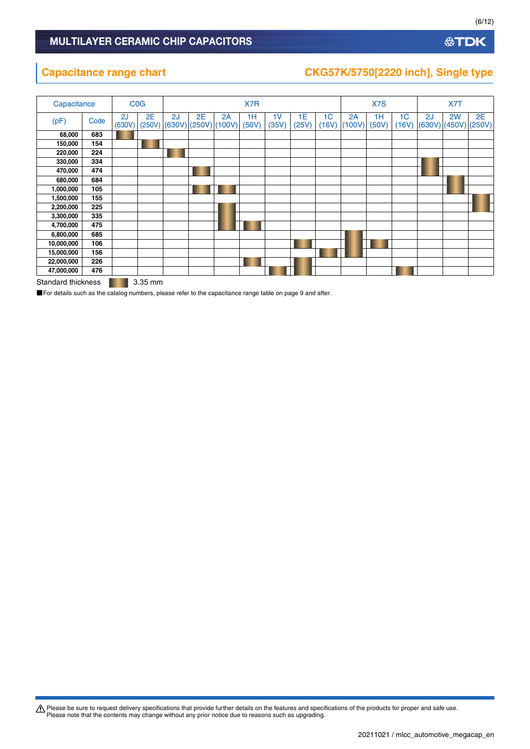## Capacitance range chart

## CKG57K/5750[2220 inch], Single type

| Capacitance (pF) | Code | C0G 2J (630V) | C0G 2E (250V) | X7R 2J (630V) | X7R 2E (250V) | X7R 2A (100V) | X7R 1H (50V) | X7R 1V (35V) | X7R 1E (25V) | X7R 1C (16V) | X7S 2A (100V) | X7S 1H (50V) | X7S 1C (16V) | X7T 2J (630V) | X7T 2W (450V) | X7T 2E (250V) |
|---|---|---|---|---|---|---|---|---|---|---|---|---|---|---|---|---|
| 68,000 | 683 | ■ | | | | | | | | | | | | | | |
| 150,000 | 154 | | ■ | | | | | | | | | | | | | |
| 220,000 | 224 | | | ■ | | | | | | | | | | | | |
| 330,000 | 334 | | | | | | | | | | | | | ■ | | |
| 470,000 | 474 | | | | ■ | | | | | | | | | ■ | | |
| 680,000 | 684 | | | | | | | | | | | | | | ■ | |
| 1,000,000 | 105 | | | | ■ | ■ | | | | | | | | | ■ | |
| 1,500,000 | 155 | | | | | | | | | | | | | | | ■ |
| 2,200,000 | 225 | | | | | ■ | | | | | | | | | | ■ |
| 3,300,000 | 335 | | | | | ■ | | | | | | | | | | |
| 4,700,000 | 475 | | | | | ■ | ■ | | | | | | | | | |
| 6,800,000 | 685 | | | | | | | | | | ■ | | | | | |
| 10,000,000 | 106 | | | | | | | | ■ | | ■ | ■ | | | | |
| 15,000,000 | 156 | | | | | | | | | ■ | ■ | | | | | |
| 22,000,000 | 226 | | | | | | ■ | | ■ | | | | | | | |
| 47,000,000 | 476 | | | | | | | ■ | ■ | | | | ■ | | | |

Standard thickness ■ 3.35 mm

■For details such as the catalog numbers, please refer to the capacitance range table on page 9 and after.

⚠ Please be sure to request delivery specifications that provide further details on the features and specifications of the products for proper and safe use.
Please note that the contents may change without any prior notice due to reasons such as upgrading.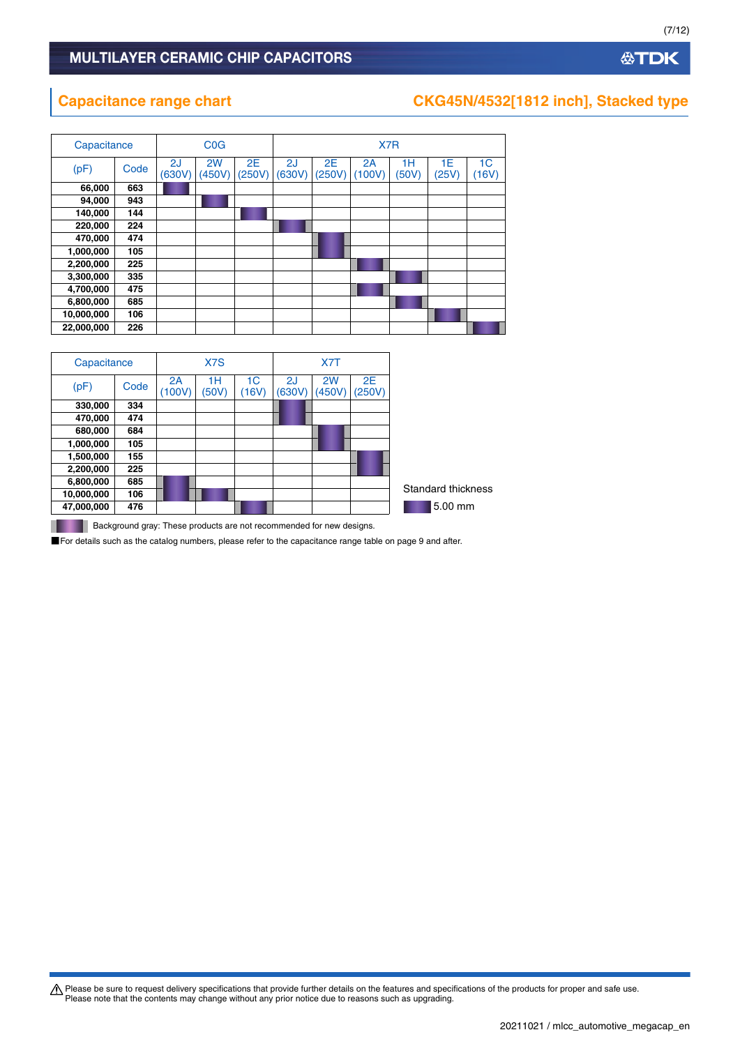## Capacitance range chart

## CKG45N/4532[1812 inch], Stacked type

| Capacitance (pF) | Code | C0G 2J (630V) | C0G 2W (450V) | C0G 2E (250V) | X7R 2J (630V) | X7R 2E (250V) | X7R 2A (100V) | X7R 1H (50V) | X7R 1E (25V) | X7R 1C (16V) |
|---|---|---|---|---|---|---|---|---|---|---|
| 66,000 | 663 | ■ | | | | | | | | |
| 94,000 | 943 | | ■ | | | | | | | |
| 140,000 | 144 | | | ■ | | | | | | |
| 220,000 | 224 | | | | ■ | | | | | |
| 470,000 | 474 | | | | | ■ (gray) | | | | |
| 1,000,000 | 105 | | | | | ■ (gray) | | | | |
| 2,200,000 | 225 | | | | | | ■ (gray) | | | |
| 3,300,000 | 335 | | | | | | | ■ (gray) | | |
| 4,700,000 | 475 | | | | | | ■ (gray) | | | |
| 6,800,000 | 685 | | | | | | | ■ (gray) | | |
| 10,000,000 | 106 | | | | | | | | ■ (gray) | |
| 22,000,000 | 226 | | | | | | | | | ■ (gray) |

| Capacitance (pF) | Code | X7S 2A (100V) | X7S 1H (50V) | X7S 1C (16V) | X7T 2J (630V) | X7T 2W (450V) | X7T 2E (250V) |
|---|---|---|---|---|---|---|---|
| 330,000 | 334 | | | | ■ (gray) | | |
| 470,000 | 474 | | | | ■ (gray) | | |
| 680,000 | 684 | | | | | ■ (gray) | |
| 1,000,000 | 105 | | | | | ■ (gray) | |
| 1,500,000 | 155 | | | | | | ■ (gray) |
| 2,200,000 | 225 | | | | | | ■ (gray) |
| 6,800,000 | 685 | ■ (gray) | | | | | |
| 10,000,000 | 106 | ■ (gray) | ■ (gray) | | | | |
| 47,000,000 | 476 | | | ■ (gray) | | | |

Standard thickness

■ 5.00 mm

(gray) Background gray: These products are not recommended for new designs.

■For details such as the catalog numbers, please refer to the capacitance range table on page 9 and after.

⚠ Please be sure to request delivery specifications that provide further details on the features and specifications of the products for proper and safe use.
Please note that the contents may change without any prior notice due to reasons such as upgrading.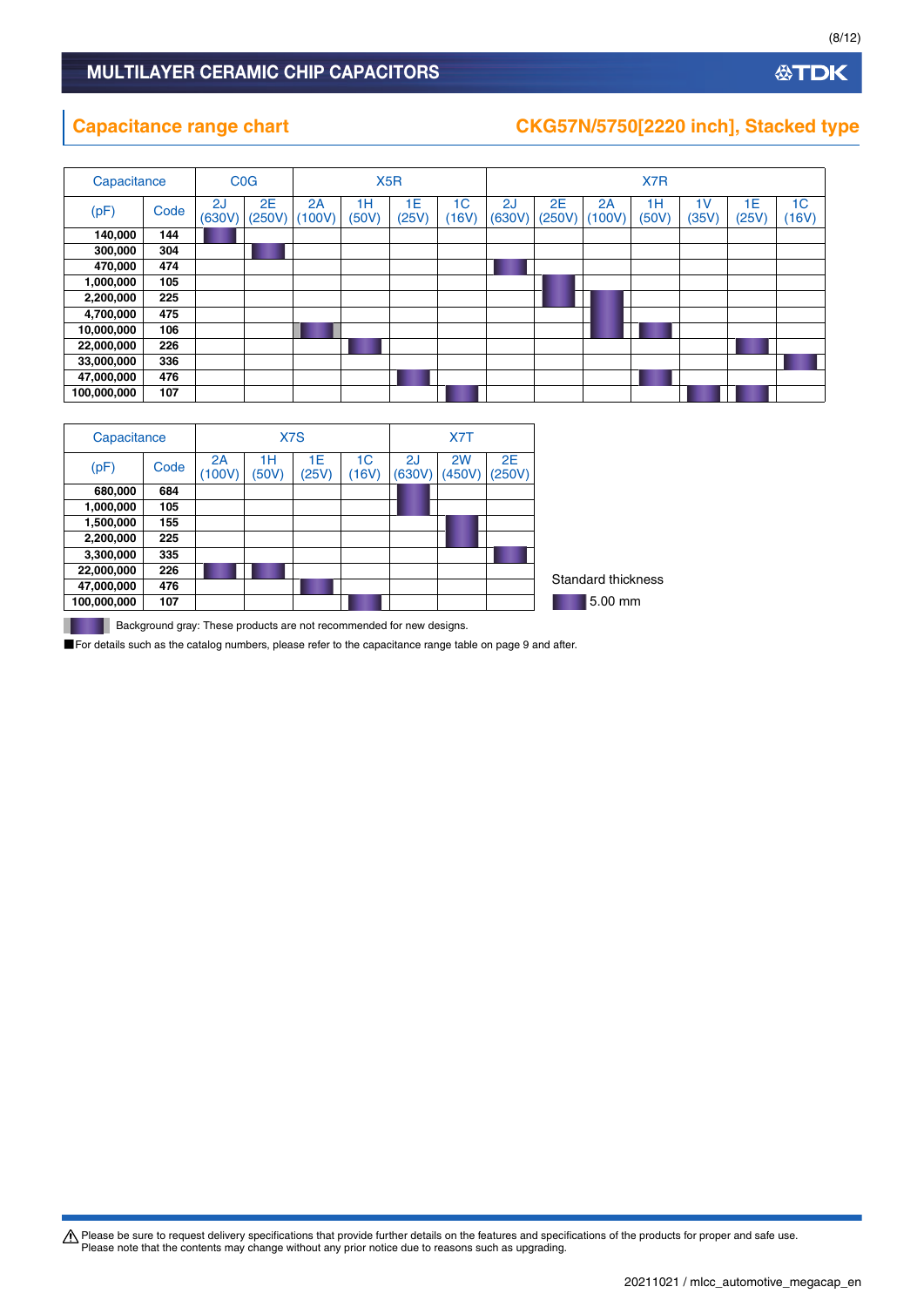## Capacitance range chart

## CKG57N/5750[2220 inch], Stacked type

| Capacitance | | C0G | | X5R | | | | X7R | | | | | | |
|---|---|---|---|---|---|---|---|---|---|---|---|---|---|---|
| (pF) | Code | 2J (630V) | 2E (250V) | 2A (100V) | 1H (50V) | 1E (25V) | 1C (16V) | 2J (630V) | 2E (250V) | 2A (100V) | 1H (50V) | 1V (35V) | 1E (25V) | 1C (16V) |
| **140,000** | **144** | ■ | | | | | | | | | | | | |
| **300,000** | **304** | | ■ | | | | | | | | | | | |
| **470,000** | **474** | | | | | | | ■ | | | | | | |
| **1,000,000** | **105** | | | | | | | | ■ | | | | | |
| **2,200,000** | **225** | | | | | | | | ■ | ■ | | | | |
| **4,700,000** | **475** | | | | | | | | | ■ | | | | |
| **10,000,000** | **106** | | | ■ (gray) | | | | | | ■ | ■ | | | |
| **22,000,000** | **226** | | | | ■ | | | | | | | | ■ | |
| **33,000,000** | **336** | | | | | | | | | | | | | ■ |
| **47,000,000** | **476** | | | | | ■ | | | | | ■ | | | |
| **100,000,000** | **107** | | | | | | ■ | | | | | ■ | ■ | |

| Capacitance | | X7S | | | | X7T | | |
|---|---|---|---|---|---|---|---|---|
| (pF) | Code | 2A (100V) | 1H (50V) | 1E (25V) | 1C (16V) | 2J (630V) | 2W (450V) | 2E (250V) |
| **680,000** | **684** | | | | | ■ | | |
| **1,000,000** | **105** | | | | | ■ | | |
| **1,500,000** | **155** | | | | | | ■ | |
| **2,200,000** | **225** | | | | | | ■ | |
| **3,300,000** | **335** | | | | | | | ■ |
| **22,000,000** | **226** | ■ | ■ | | | | | |
| **47,000,000** | **476** | | | ■ | | | | |
| **100,000,000** | **107** | | | | ■ | | | |

Standard thickness

■ 5.00 mm

■ (gray) Background gray: These products are not recommended for new designs.

■For details such as the catalog numbers, please refer to the capacitance range table on page 9 and after.

⚠ Please be sure to request delivery specifications that provide further details on the features and specifications of the products for proper and safe use.
Please note that the contents may change without any prior notice due to reasons such as upgrading.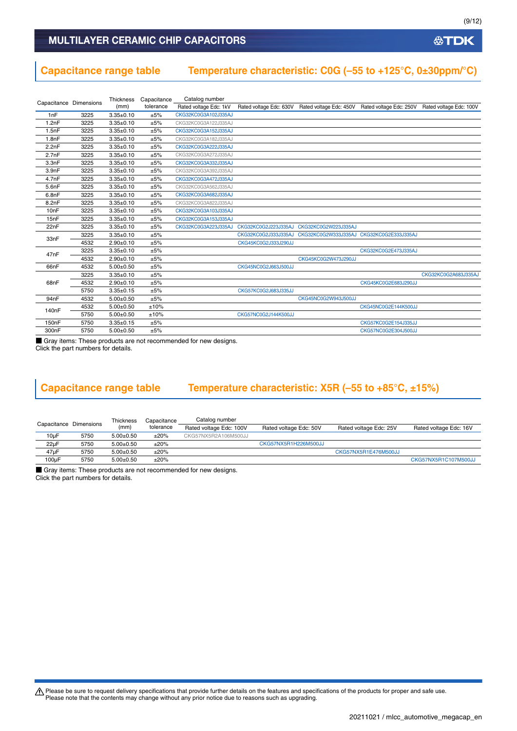## Capacitance range table　Temperature characteristic: C0G (–55 to +125°C, 0±30ppm/°C)

| Capacitance | Dimensions | Thickness (mm) | Capacitance tolerance | Catalog number Rated voltage Edc: 1kV | Rated voltage Edc: 630V | Rated voltage Edc: 450V | Rated voltage Edc: 250V | Rated voltage Edc: 100V |
|---|---|---|---|---|---|---|---|---|
| 1nF | 3225 | 3.35±0.10 | ±5% | CKG32KC0G3A102J335AJ | | | | |
| 1.2nF | 3225 | 3.35±0.10 | ±5% | CKG32KC0G3A122J335AJ | | | | |
| 1.5nF | 3225 | 3.35±0.10 | ±5% | CKG32KC0G3A152J335AJ | | | | |
| 1.8nF | 3225 | 3.35±0.10 | ±5% | CKG32KC0G3A182J335AJ | | | | |
| 2.2nF | 3225 | 3.35±0.10 | ±5% | CKG32KC0G3A222J335AJ | | | | |
| 2.7nF | 3225 | 3.35±0.10 | ±5% | CKG32KC0G3A272J335AJ | | | | |
| 3.3nF | 3225 | 3.35±0.10 | ±5% | CKG32KC0G3A332J335AJ | | | | |
| 3.9nF | 3225 | 3.35±0.10 | ±5% | CKG32KC0G3A392J335AJ | | | | |
| 4.7nF | 3225 | 3.35±0.10 | ±5% | CKG32KC0G3A472J335AJ | | | | |
| 5.6nF | 3225 | 3.35±0.10 | ±5% | CKG32KC0G3A562J335AJ | | | | |
| 6.8nF | 3225 | 3.35±0.10 | ±5% | CKG32KC0G3A682J335AJ | | | | |
| 8.2nF | 3225 | 3.35±0.10 | ±5% | CKG32KC0G3A822J335AJ | | | | |
| 10nF | 3225 | 3.35±0.10 | ±5% | CKG32KC0G3A103J335AJ | | | | |
| 15nF | 3225 | 3.35±0.10 | ±5% | CKG32KC0G3A153J335AJ | | | | |
| 22nF | 3225 | 3.35±0.10 | ±5% | CKG32KC0G3A223J335AJ | CKG32KC0G2J223J335AJ | CKG32KC0G2W223J335AJ | | |
| 33nF | 3225 | 3.35±0.10 | ±5% | | CKG32KC0G2J333J335AJ | CKG32KC0G2W333J335AJ | CKG32KC0G2E333J335AJ | |
| | 4532 | 2.90±0.10 | ±5% | | CKG45KC0G2J333J290JJ | | | |
| 47nF | 3225 | 3.35±0.10 | ±5% | | | | CKG32KC0G2E473J335AJ | |
| | 4532 | 2.90±0.10 | ±5% | | | CKG45KC0G2W473J290JJ | | |
| 66nF | 4532 | 5.00±0.50 | ±5% | | CKG45NC0G2J663J500JJ | | | |
| 68nF | 3225 | 3.35±0.10 | ±5% | | | | | CKG32KC0G2A683J335AJ |
| | 4532 | 2.90±0.10 | ±5% | | | | CKG45KC0G2E683J290JJ | |
| | 5750 | 3.35±0.15 | ±5% | | CKG57KC0G2J683J335JJ | | | |
| 94nF | 4532 | 5.00±0.50 | ±5% | | | CKG45NC0G2W943J500JJ | | |
| 140nF | 4532 | 5.00±0.50 | ±10% | | | | CKG45NC0G2E144K500JJ | |
| | 5750 | 5.00±0.50 | ±10% | | CKG57NC0G2J144K500JJ | | | |
| 150nF | 5750 | 3.35±0.15 | ±5% | | | | CKG57KC0G2E154J335JJ | |
| 300nF | 5750 | 5.00±0.50 | ±5% | | | | CKG57NC0G2E304J500JJ | |

■ Gray items: These products are not recommended for new designs.
Click the part numbers for details.

## Capacitance range table　Temperature characteristic: X5R (–55 to +85°C, ±15%)

| Capacitance | Dimensions | Thickness (mm) | Capacitance tolerance | Catalog number Rated voltage Edc: 100V | Rated voltage Edc: 50V | Rated voltage Edc: 25V | Rated voltage Edc: 16V |
|---|---|---|---|---|---|---|---|
| 10µF | 5750 | 5.00±0.50 | ±20% | CKG57NX5R2A106M500JJ | | | |
| 22µF | 5750 | 5.00±0.50 | ±20% | | CKG57NX5R1H226M500JJ | | |
| 47µF | 5750 | 5.00±0.50 | ±20% | | | CKG57NX5R1E476M500JJ | |
| 100µF | 5750 | 5.00±0.50 | ±20% | | | | CKG57NX5R1C107M500JJ |

■ Gray items: These products are not recommended for new designs.
Click the part numbers for details.

⚠ Please be sure to request delivery specifications that provide further details on the features and specifications of the products for proper and safe use.
Please note that the contents may change without any prior notice due to reasons such as upgrading.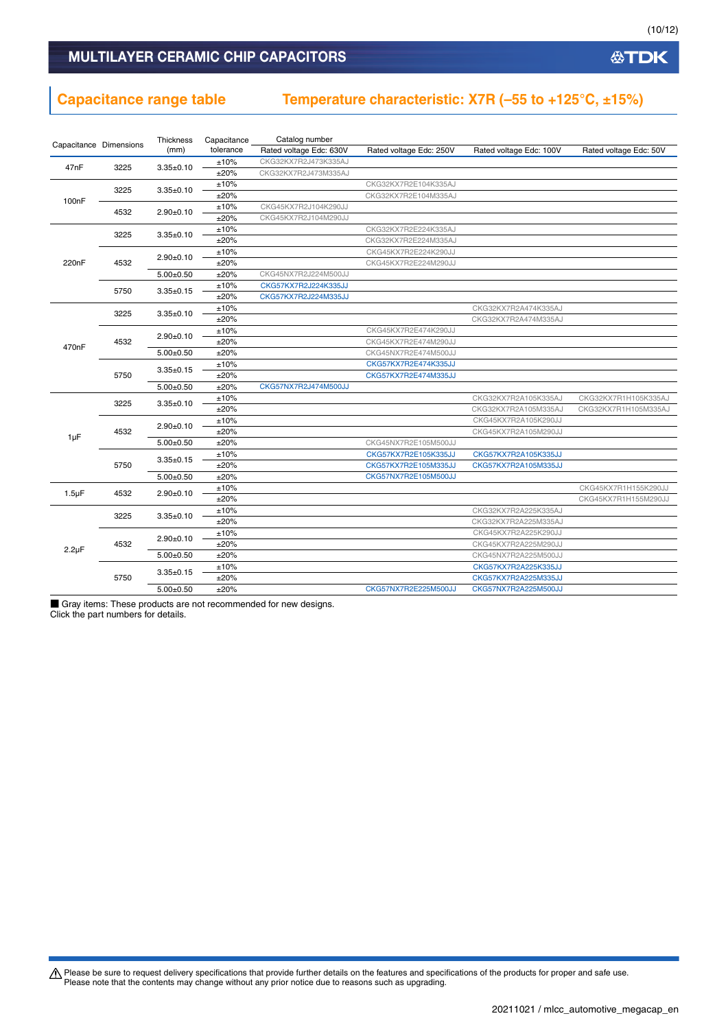## Capacitance range table

## Temperature characteristic: X7R (–55 to +125°C, ±15%)

| Capacitance | Dimensions | Thickness (mm) | Capacitance tolerance | Catalog number | | | |
|---|---|---|---|---|---|---|---|
| | | | | Rated voltage Edc: 630V | Rated voltage Edc: 250V | Rated voltage Edc: 100V | Rated voltage Edc: 50V |
| 47nF | 3225 | 3.35±0.10 | ±10% | CKG32KX7R2J473K335AJ | | | |
| | | | ±20% | CKG32KX7R2J473M335AJ | | | |
| 100nF | 3225 | 3.35±0.10 | ±10% | | CKG32KX7R2E104K335AJ | | |
| | | | ±20% | | CKG32KX7R2E104M335AJ | | |
| | 4532 | 2.90±0.10 | ±10% | CKG45KX7R2J104K290JJ | | | |
| | | | ±20% | CKG45KX7R2J104M290JJ | | | |
| 220nF | 3225 | 3.35±0.10 | ±10% | | CKG32KX7R2E224K335AJ | | |
| | | | ±20% | | CKG32KX7R2E224M335AJ | | |
| | 4532 | 2.90±0.10 | ±10% | | CKG45KX7R2E224K290JJ | | |
| | | | ±20% | | CKG45KX7R2E224M290JJ | | |
| | | 5.00±0.50 | ±20% | CKG45NX7R2J224M500JJ | | | |
| | 5750 | 3.35±0.15 | ±10% | CKG57KX7R2J224K335JJ | | | |
| | | | ±20% | CKG57KX7R2J224M335JJ | | | |
| 470nF | 3225 | 3.35±0.10 | ±10% | | | CKG32KX7R2A474K335AJ | |
| | | | ±20% | | | CKG32KX7R2A474M335AJ | |
| | 4532 | 2.90±0.10 | ±10% | | CKG45KX7R2E474K290JJ | | |
| | | | ±20% | | CKG45KX7R2E474M290JJ | | |
| | | 5.00±0.50 | ±20% | | CKG45NX7R2E474M500JJ | | |
| | 5750 | 3.35±0.15 | ±10% | | CKG57KX7R2E474K335JJ | | |
| | | | ±20% | | CKG57KX7R2E474M335JJ | | |
| | | 5.00±0.50 | ±20% | CKG57NX7R2J474M500JJ | | | |
| 1μF | 3225 | 3.35±0.10 | ±10% | | | CKG32KX7R2A105K335AJ | CKG32KX7R1H105K335AJ |
| | | | ±20% | | | CKG32KX7R2A105M335AJ | CKG32KX7R1H105M335AJ |
| | 4532 | 2.90±0.10 | ±10% | | | CKG45KX7R2A105K290JJ | |
| | | | ±20% | | | CKG45KX7R2A105M290JJ | |
| | | 5.00±0.50 | ±20% | | CKG45NX7R2E105M500JJ | | |
| | 5750 | 3.35±0.15 | ±10% | | CKG57KX7R2E105K335JJ | CKG57KX7R2A105K335JJ | |
| | | | ±20% | | CKG57KX7R2E105M335JJ | CKG57KX7R2A105M335JJ | |
| | | 5.00±0.50 | ±20% | | CKG57NX7R2E105M500JJ | | |
| 1.5μF | 4532 | 2.90±0.10 | ±10% | | | | CKG45KX7R1H155K290JJ |
| | | | ±20% | | | | CKG45KX7R1H155M290JJ |
| 2.2μF | 3225 | 3.35±0.10 | ±10% | | | CKG32KX7R2A225K335AJ | |
| | | | ±20% | | | CKG32KX7R2A225M335AJ | |
| | 4532 | 2.90±0.10 | ±10% | | | CKG45KX7R2A225K290JJ | |
| | | | ±20% | | | CKG45KX7R2A225M290JJ | |
| | | 5.00±0.50 | ±20% | | | CKG45NX7R2A225M500JJ | |
| | 5750 | 3.35±0.15 | ±10% | | | CKG57KX7R2A225K335JJ | |
| | | | ±20% | | | CKG57KX7R2A225M335JJ | |
| | | 5.00±0.50 | ±20% | | CKG57NX7R2E225M500JJ | CKG57NX7R2A225M500JJ | |

■ Gray items: These products are not recommended for new designs.
Click the part numbers for details.

⚠ Please be sure to request delivery specifications that provide further details on the features and specifications of the products for proper and safe use.
Please note that the contents may change without any prior notice due to reasons such as upgrading.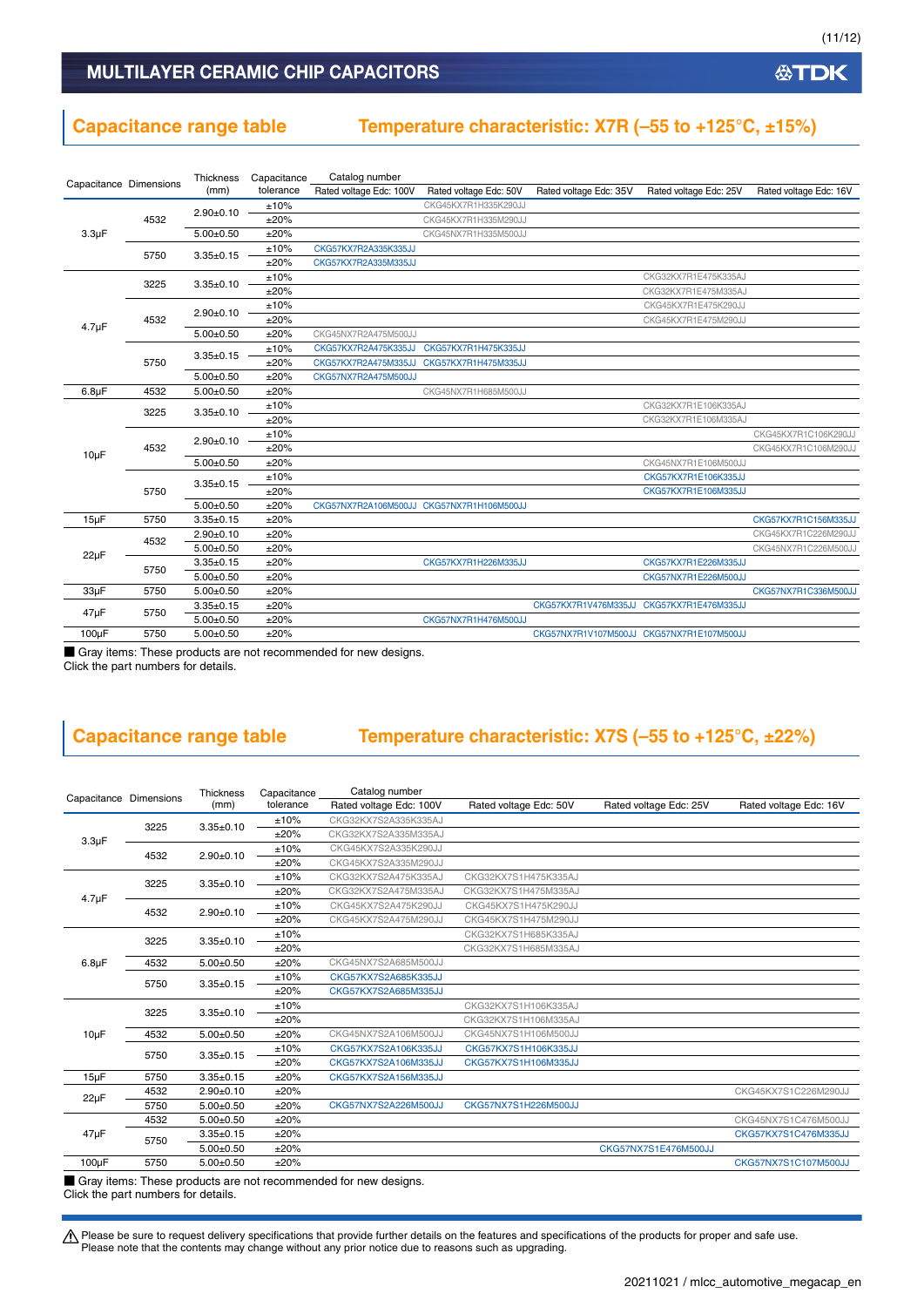## Capacitance range table

## Temperature characteristic: X7R (–55 to +125°C, ±15%)

| Capacitance | Dimensions | Thickness (mm) | Capacitance tolerance | Catalog number<br>Rated voltage Edc: 100V | Rated voltage Edc: 50V | Rated voltage Edc: 35V | Rated voltage Edc: 25V | Rated voltage Edc: 16V |
|---|---|---|---|---|---|---|---|---|
| 3.3µF | 4532 | 2.90±0.10 | ±10% | | CKG45KX7R1H335K290JJ | | | |
| | | | ±20% | | CKG45KX7R1H335M290JJ | | | |
| | | 5.00±0.50 | ±20% | | CKG45NX7R1H335M500JJ | | | |
| | 5750 | 3.35±0.15 | ±10% | CKG57KX7R2A335K335JJ | | | | |
| | | | ±20% | CKG57KX7R2A335M335JJ | | | | |
| 4.7µF | 3225 | 3.35±0.10 | ±10% | | | | CKG32KX7R1E475K335AJ | |
| | | | ±20% | | | | CKG32KX7R1E475M335AJ | |
| | 4532 | 2.90±0.10 | ±10% | | | | CKG45KX7R1E475K290JJ | |
| | | | ±20% | | | | CKG45KX7R1E475M290JJ | |
| | | 5.00±0.50 | ±20% | CKG45NX7R2A475M500JJ | | | | |
| | 5750 | 3.35±0.15 | ±10% | CKG57KX7R2A475K335JJ | CKG57KX7R1H475K335JJ | | | |
| | | | ±20% | CKG57KX7R2A475M335JJ | CKG57KX7R1H475M335JJ | | | |
| | | 5.00±0.50 | ±20% | CKG57NX7R2A475M500JJ | | | | |
| 6.8µF | 4532 | 5.00±0.50 | ±20% | | CKG45NX7R1H685M500JJ | | | |
| 10µF | 3225 | 3.35±0.10 | ±10% | | | | CKG32KX7R1E106K335AJ | |
| | | | ±20% | | | | CKG32KX7R1E106M335AJ | |
| | 4532 | 2.90±0.10 | ±10% | | | | | CKG45KX7R1C106K290JJ |
| | | | ±20% | | | | | CKG45KX7R1C106M290JJ |
| | | 5.00±0.50 | ±20% | | | | CKG45NX7R1E106M500JJ | |
| | 5750 | 3.35±0.15 | ±10% | | | | CKG57KX7R1E106K335JJ | |
| | | | ±20% | | | | CKG57KX7R1E106M335JJ | |
| | | 5.00±0.50 | ±20% | CKG57NX7R2A106M500JJ | CKG57NX7R1H106M500JJ | | | |
| 15µF | 5750 | 3.35±0.15 | ±20% | | | | | CKG57KX7R1C156M335JJ |
| 22µF | 4532 | 2.90±0.10 | ±20% | | | | | CKG45KX7R1C226M290JJ |
| | | 5.00±0.50 | ±20% | | | | | CKG45NX7R1C226M500JJ |
| | 5750 | 3.35±0.15 | ±20% | | CKG57KX7R1H226M335JJ | | CKG57KX7R1E226M335JJ | |
| | | 5.00±0.50 | ±20% | | | | CKG57NX7R1E226M500JJ | |
| 33µF | 5750 | 5.00±0.50 | ±20% | | | | | CKG57NX7R1C336M500JJ |
| 47µF | 5750 | 3.35±0.15 | ±20% | | | CKG57KX7R1V476M335JJ | CKG57KX7R1E476M335JJ | |
| | | 5.00±0.50 | ±20% | | CKG57NX7R1H476M500JJ | | | |
| 100µF | 5750 | 5.00±0.50 | ±20% | | | CKG57NX7R1V107M500JJ | CKG57NX7R1E107M500JJ | |

■ Gray items: These products are not recommended for new designs.
Click the part numbers for details.

## Capacitance range table

## Temperature characteristic: X7S (–55 to +125°C, ±22%)

| Capacitance | Dimensions | Thickness (mm) | Capacitance tolerance | Catalog number<br>Rated voltage Edc: 100V | Rated voltage Edc: 50V | Rated voltage Edc: 25V | Rated voltage Edc: 16V |
|---|---|---|---|---|---|---|---|
| 3.3µF | 3225 | 3.35±0.10 | ±10% | CKG32KX7S2A335K335AJ | | | |
| | | | ±20% | CKG32KX7S2A335M335AJ | | | |
| | 4532 | 2.90±0.10 | ±10% | CKG45KX7S2A335K290JJ | | | |
| | | | ±20% | CKG45KX7S2A335M290JJ | | | |
| 4.7µF | 3225 | 3.35±0.10 | ±10% | CKG32KX7S2A475K335AJ | CKG32KX7S1H475K335AJ | | |
| | | | ±20% | CKG32KX7S2A475M335AJ | CKG32KX7S1H475M335AJ | | |
| | 4532 | 2.90±0.10 | ±10% | CKG45KX7S2A475K290JJ | CKG45KX7S1H475K290JJ | | |
| | | | ±20% | CKG45KX7S2A475M290JJ | CKG45KX7S1H475M290JJ | | |
| 6.8µF | 3225 | 3.35±0.10 | ±10% | | CKG32KX7S1H685K335AJ | | |
| | | | ±20% | | CKG32KX7S1H685M335AJ | | |
| | 4532 | 5.00±0.50 | ±20% | CKG45NX7S2A685M500JJ | | | |
| | 5750 | 3.35±0.15 | ±10% | CKG57KX7S2A685K335JJ | | | |
| | | | ±20% | CKG57KX7S2A685M335JJ | | | |
| 10µF | 3225 | 3.35±0.10 | ±10% | | CKG32KX7S1H106K335AJ | | |
| | | | ±20% | | CKG32KX7S1H106M335AJ | | |
| | 4532 | 5.00±0.50 | ±20% | CKG45NX7S2A106M500JJ | CKG45NX7S1H106M500JJ | | |
| | 5750 | 3.35±0.15 | ±10% | CKG57KX7S2A106K335JJ | CKG57KX7S1H106K335JJ | | |
| | | | ±20% | CKG57KX7S2A106M335JJ | CKG57KX7S1H106M335JJ | | |
| 15µF | 5750 | 3.35±0.15 | ±20% | CKG57KX7S2A156M335JJ | | | |
| 22µF | 4532 | 2.90±0.10 | ±20% | | | | CKG45KX7S1C226M290JJ |
| | 5750 | 5.00±0.50 | ±20% | CKG57NX7S2A226M500JJ | CKG57NX7S1H226M500JJ | | |
| 47µF | 4532 | 5.00±0.50 | ±20% | | | | CKG45NX7S1C476M500JJ |
| | 5750 | 3.35±0.15 | ±20% | | | | CKG57KX7S1C476M335JJ |
| | | 5.00±0.50 | ±20% | | | CKG57NX7S1E476M500JJ | |
| 100µF | 5750 | 5.00±0.50 | ±20% | | | | CKG57NX7S1C107M500JJ |

■ Gray items: These products are not recommended for new designs.
Click the part numbers for details.

⚠ Please be sure to request delivery specifications that provide further details on the features and specifications of the products for proper and safe use.
Please note that the contents may change without any prior notice due to reasons such as upgrading.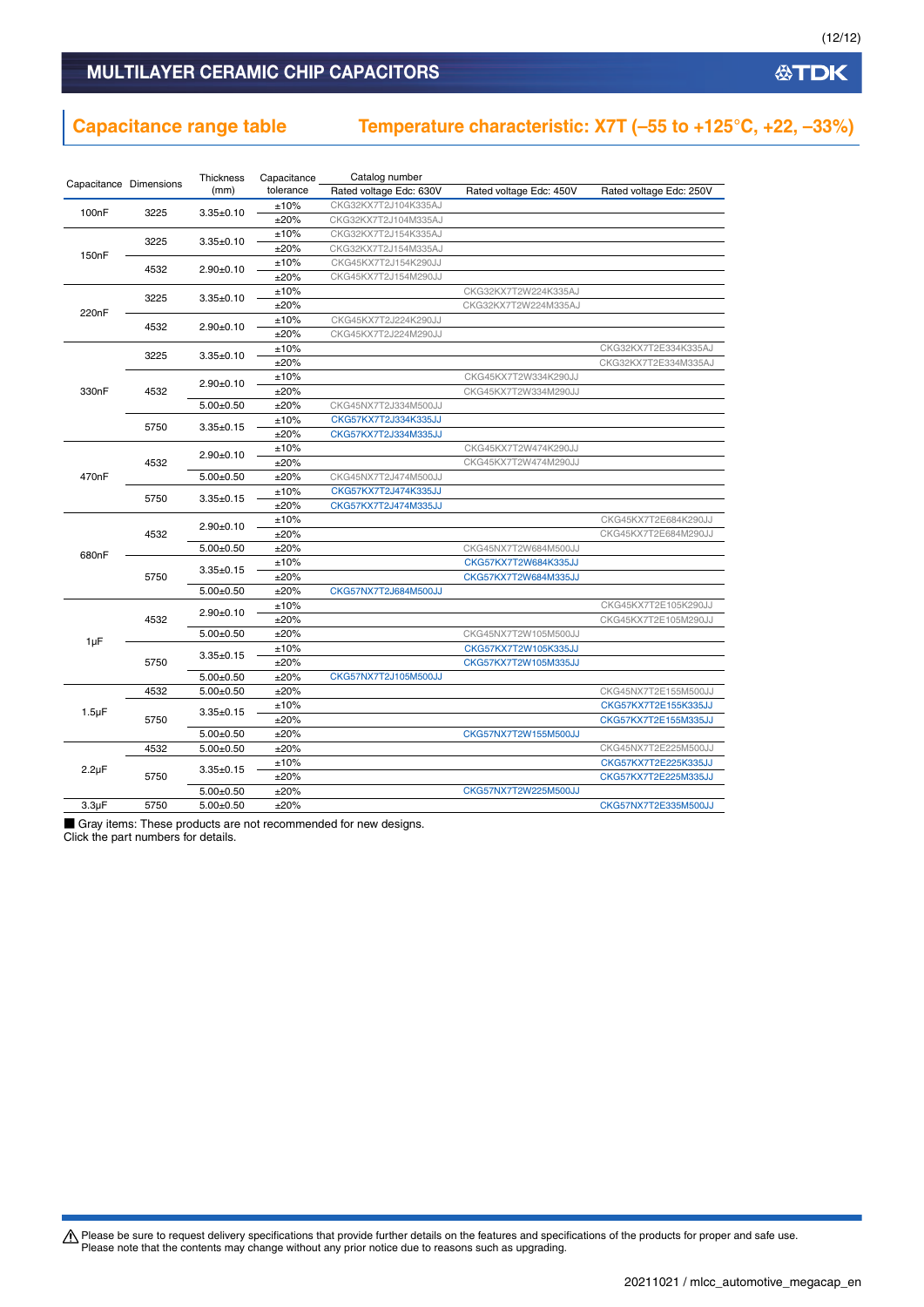## Capacitance range table

## Temperature characteristic: X7T (–55 to +125°C, +22, –33%)

| Capacitance | Dimensions | Thickness (mm) | Capacitance tolerance | Catalog number Rated voltage Edc: 630V | Rated voltage Edc: 450V | Rated voltage Edc: 250V |
|---|---|---|---|---|---|---|
| 100nF | 3225 | 3.35±0.10 | ±10% | CKG32KX7T2J104K335AJ | | |
| | | | ±20% | CKG32KX7T2J104M335AJ | | |
| 150nF | 3225 | 3.35±0.10 | ±10% | CKG32KX7T2J154K335AJ | | |
| | | | ±20% | CKG32KX7T2J154M335AJ | | |
| | 4532 | 2.90±0.10 | ±10% | CKG45KX7T2J154K290JJ | | |
| | | | ±20% | CKG45KX7T2J154M290JJ | | |
| 220nF | 3225 | 3.35±0.10 | ±10% | | CKG32KX7T2W224K335AJ | |
| | | | ±20% | | CKG32KX7T2W224M335AJ | |
| | 4532 | 2.90±0.10 | ±10% | CKG45KX7T2J224K290JJ | | |
| | | | ±20% | CKG45KX7T2J224M290JJ | | |
| 330nF | 3225 | 3.35±0.10 | ±10% | | | CKG32KX7T2E334K335AJ |
| | | | ±20% | | | CKG32KX7T2E334M335AJ |
| | 4532 | 2.90±0.10 | ±10% | | CKG45KX7T2W334K290JJ | |
| | | | ±20% | | CKG45KX7T2W334M290JJ | |
| | | 5.00±0.50 | ±20% | CKG45NX7T2J334M500JJ | | |
| | 5750 | 3.35±0.15 | ±10% | CKG57KX7T2J334K335JJ | | |
| | | | ±20% | CKG57KX7T2J334M335JJ | | |
| 470nF | 4532 | 2.90±0.10 | ±10% | | CKG45KX7T2W474K290JJ | |
| | | | ±20% | | CKG45KX7T2W474M290JJ | |
| | | 5.00±0.50 | ±20% | CKG45NX7T2J474M500JJ | | |
| | 5750 | 3.35±0.15 | ±10% | CKG57KX7T2J474K335JJ | | |
| | | | ±20% | CKG57KX7T2J474M335JJ | | |
| 680nF | 4532 | 2.90±0.10 | ±10% | | | CKG45KX7T2E684K290JJ |
| | | | ±20% | | | CKG45KX7T2E684M290JJ |
| | | 5.00±0.50 | ±20% | | CKG45NX7T2W684M500JJ | |
| | 5750 | 3.35±0.15 | ±10% | | CKG57KX7T2W684K335JJ | |
| | | | ±20% | | CKG57KX7T2W684M335JJ | |
| | | 5.00±0.50 | ±20% | CKG57NX7T2J684M500JJ | | |
| 1µF | 4532 | 2.90±0.10 | ±10% | | | CKG45KX7T2E105K290JJ |
| | | | ±20% | | | CKG45KX7T2E105M290JJ |
| | | 5.00±0.50 | ±20% | | CKG45NX7T2W105M500JJ | |
| | 5750 | 3.35±0.15 | ±10% | | CKG57KX7T2W105K335JJ | |
| | | | ±20% | | CKG57KX7T2W105M335JJ | |
| | | 5.00±0.50 | ±20% | CKG57NX7T2J105M500JJ | | |
| 1.5µF | 4532 | 5.00±0.50 | ±20% | | | CKG45NX7T2E155M500JJ |
| | 5750 | 3.35±0.15 | ±10% | | | CKG57KX7T2E155K335JJ |
| | | | ±20% | | | CKG57KX7T2E155M335JJ |
| | | 5.00±0.50 | ±20% | | CKG57NX7T2W155M500JJ | |
| 2.2µF | 4532 | 5.00±0.50 | ±20% | | | CKG45NX7T2E225M500JJ |
| | 5750 | 3.35±0.15 | ±10% | | | CKG57KX7T2E225K335JJ |
| | | | ±20% | | | CKG57KX7T2E225M335JJ |
| | | 5.00±0.50 | ±20% | | CKG57NX7T2W225M500JJ | |
| 3.3µF | 5750 | 5.00±0.50 | ±20% | | | CKG57NX7T2E335M500JJ |

■ Gray items: These products are not recommended for new designs.
Click the part numbers for details.

⚠ Please be sure to request delivery specifications that provide further details on the features and specifications of the products for proper and safe use.
Please note that the contents may change without any prior notice due to reasons such as upgrading.